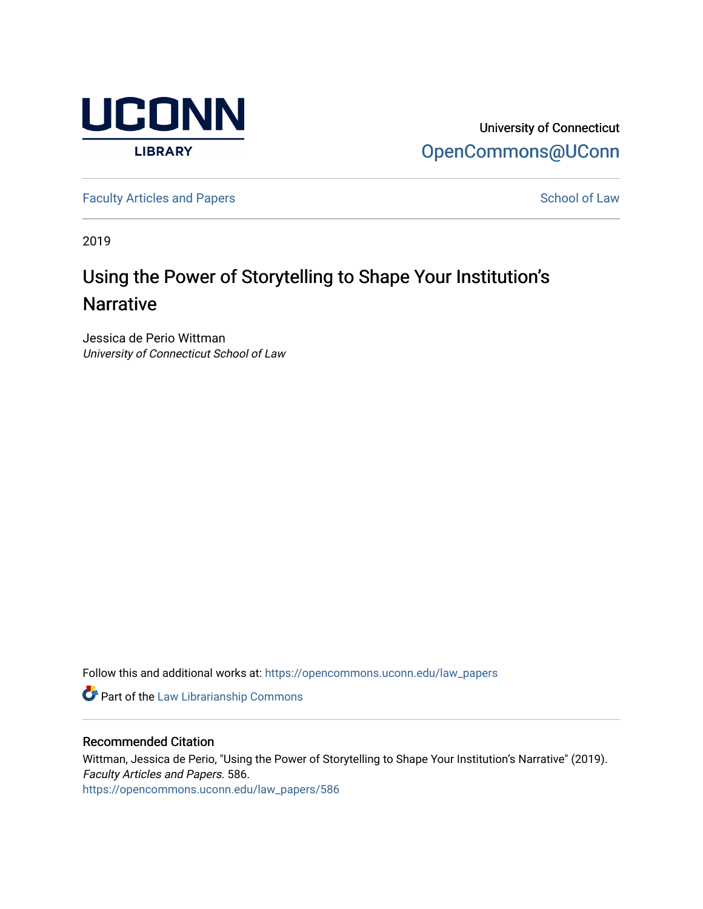UCONN LIBRARY

University of Connecticut
OpenCommons@UConn

Faculty Articles and Papers — School of Law

2019

# Using the Power of Storytelling to Shape Your Institution's Narrative

Jessica de Perio Wittman
*University of Connecticut School of Law*

Follow this and additional works at: https://opencommons.uconn.edu/law_papers

Part of the Law Librarianship Commons

## Recommended Citation

Wittman, Jessica de Perio, "Using the Power of Storytelling to Shape Your Institution's Narrative" (2019). *Faculty Articles and Papers*. 586.
https://opencommons.uconn.edu/law_papers/586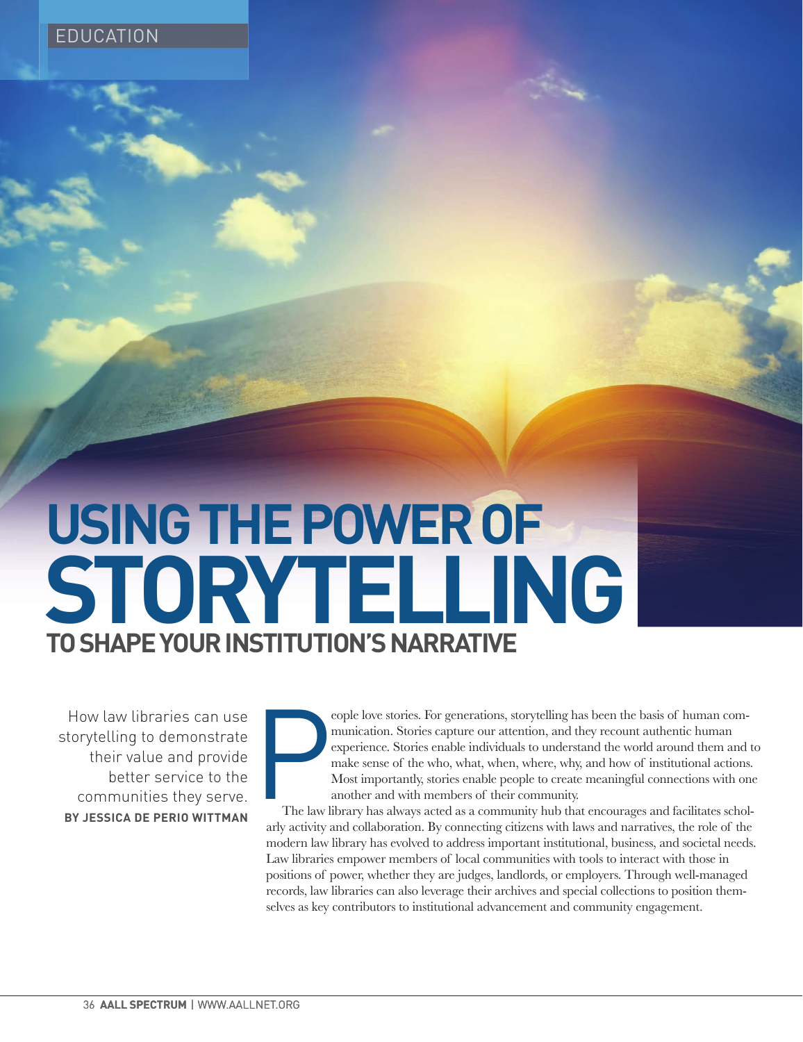EDUCATION

# USING THE POWER OF STORYTELLING TO SHAPE YOUR INSTITUTION'S NARRATIVE

How law libraries can use storytelling to demonstrate their value and provide better service to the communities they serve.

**BY JESSICA DE PERIO WITTMAN**

People love stories. For generations, storytelling has been the basis of human communication. Stories capture our attention, and they recount authentic human experience. Stories enable individuals to understand the world around them and to make sense of the who, what, when, where, why, and how of institutional actions. Most importantly, stories enable people to create meaningful connections with one another and with members of their community.

The law library has always acted as a community hub that encourages and facilitates scholarly activity and collaboration. By connecting citizens with laws and narratives, the role of the modern law library has evolved to address important institutional, business, and societal needs. Law libraries empower members of local communities with tools to interact with those in positions of power, whether they are judges, landlords, or employers. Through well-managed records, law libraries can also leverage their archives and special collections to position themselves as key contributors to institutional advancement and community engagement.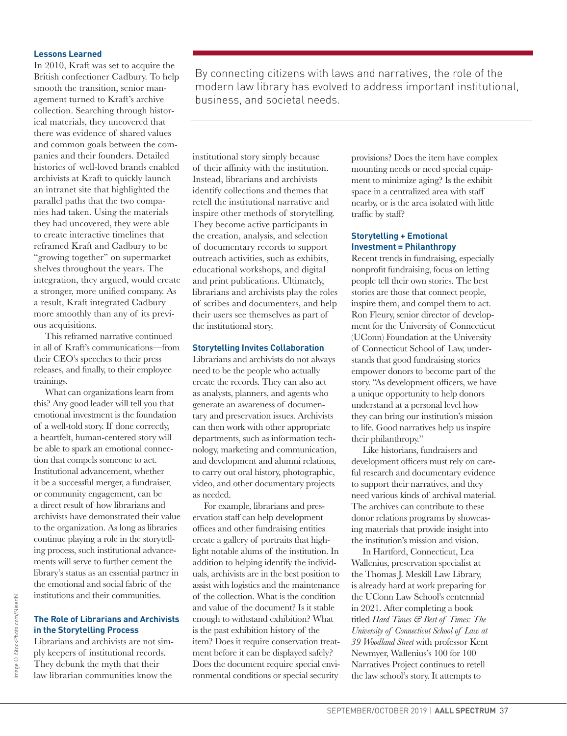### Lessons Learned

In 2010, Kraft was set to acquire the British confectioner Cadbury. To help smooth the transition, senior management turned to Kraft's archive collection. Searching through historical materials, they uncovered that there was evidence of shared values and common goals between the companies and their founders. Detailed histories of well-loved brands enabled archivists at Kraft to quickly launch an intranet site that highlighted the parallel paths that the two companies had taken. Using the materials they had uncovered, they were able to create interactive timelines that reframed Kraft and Cadbury to be "growing together" on supermarket shelves throughout the years. The integration, they argued, would create a stronger, more unified company. As a result, Kraft integrated Cadbury more smoothly than any of its previous acquisitions.

This reframed narrative continued in all of Kraft's communications—from their CEO's speeches to their press releases, and finally, to their employee trainings.

What can organizations learn from this? Any good leader will tell you that emotional investment is the foundation of a well-told story. If done correctly, a heartfelt, human-centered story will be able to spark an emotional connection that compels someone to act. Institutional advancement, whether it be a successful merger, a fundraiser, or community engagement, can be a direct result of how librarians and archivists have demonstrated their value to the organization. As long as libraries continue playing a role in the storytelling process, such institutional advancements will serve to further cement the library's status as an essential partner in the emotional and social fabric of the institutions and their communities.

> By connecting citizens with laws and narratives, the role of the modern law library has evolved to address important institutional, business, and societal needs.

### The Role of Librarians and Archivists in the Storytelling Process

Librarians and archivists are not simply keepers of institutional records. They debunk the myth that their law librarian communities know the institutional story simply because of their affinity with the institution. Instead, librarians and archivists identify collections and themes that retell the institutional narrative and inspire other methods of storytelling. They become active participants in the creation, analysis, and selection of documentary records to support outreach activities, such as exhibits, educational workshops, and digital and print publications. Ultimately, librarians and archivists play the roles of scribes and documenters, and help their users see themselves as part of the institutional story.

### Storytelling Invites Collaboration

Librarians and archivists do not always need to be the people who actually create the records. They can also act as analysts, planners, and agents who generate an awareness of documentary and preservation issues. Archivists can then work with other appropriate departments, such as information technology, marketing and communication, and development and alumni relations, to carry out oral history, photographic, video, and other documentary projects as needed.

For example, librarians and preservation staff can help development offices and other fundraising entities create a gallery of portraits that highlight notable alums of the institution. In addition to helping identify the individuals, archivists are in the best position to assist with logistics and the maintenance of the collection. What is the condition and value of the document? Is it stable enough to withstand exhibition? What is the past exhibition history of the item? Does it require conservation treatment before it can be displayed safely? Does the document require special environmental conditions or special security provisions? Does the item have complex mounting needs or need special equipment to minimize aging? Is the exhibit space in a centralized area with staff nearby, or is the area isolated with little traffic by staff?

### Storytelling + Emotional Investment = Philanthropy

Recent trends in fundraising, especially nonprofit fundraising, focus on letting people tell their own stories. The best stories are those that connect people, inspire them, and compel them to act. Ron Fleury, senior director of development for the University of Connecticut (UConn) Foundation at the University of Connecticut School of Law, understands that good fundraising stories empower donors to become part of the story. "As development officers, we have a unique opportunity to help donors understand at a personal level how they can bring our institution's mission to life. Good narratives help us inspire their philanthropy."

Like historians, fundraisers and development officers must rely on careful research and documentary evidence to support their narratives, and they need various kinds of archival material. The archives can contribute to these donor relations programs by showcasing materials that provide insight into the institution's mission and vision.

In Hartford, Connecticut, Lea Wallenius, preservation specialist at the Thomas J. Meskill Law Library, is already hard at work preparing for the UConn Law School's centennial in 2021. After completing a book titled *Hard Times & Best of Times: The University of Connecticut School of Law at 39 Woodland Street* with professor Kent Newmyer, Wallenius's 100 for 100 Narratives Project continues to retell the law school's story. It attempts to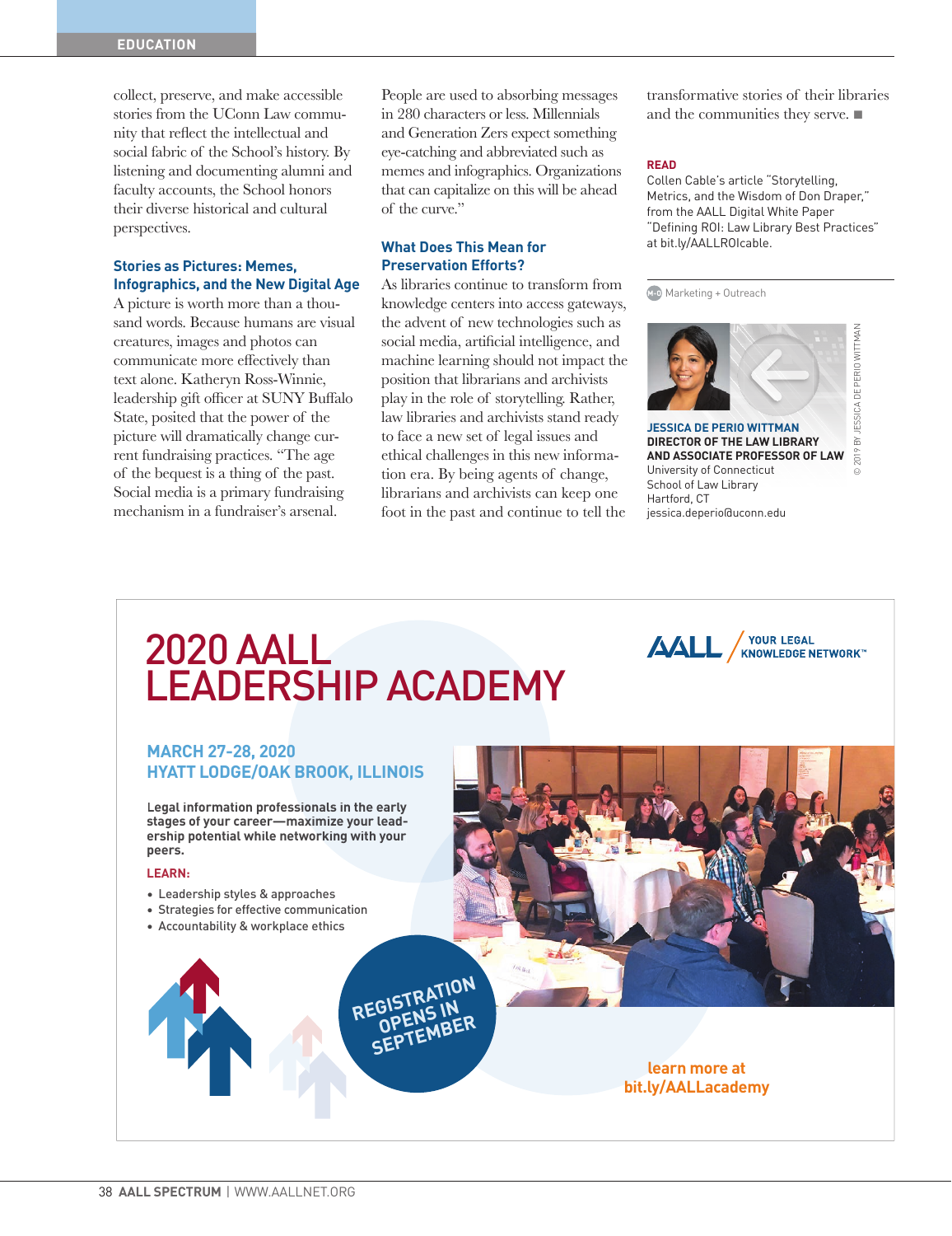collect, preserve, and make accessible stories from the UConn Law community that reflect the intellectual and social fabric of the School's history. By listening and documenting alumni and faculty accounts, the School honors their diverse historical and cultural perspectives.

### Stories as Pictures: Memes, Infographics, and the New Digital Age

A picture is worth more than a thousand words. Because humans are visual creatures, images and photos can communicate more effectively than text alone. Katheryn Ross-Winnie, leadership gift officer at SUNY Buffalo State, posited that the power of the picture will dramatically change current fundraising practices. "The age of the bequest is a thing of the past. Social media is a primary fundraising mechanism in a fundraiser's arsenal. People are used to absorbing messages in 280 characters or less. Millennials and Generation Zers expect something eye-catching and abbreviated such as memes and infographics. Organizations that can capitalize on this will be ahead of the curve."

### What Does This Mean for Preservation Efforts?

As libraries continue to transform from knowledge centers into access gateways, the advent of new technologies such as social media, artificial intelligence, and machine learning should not impact the position that librarians and archivists play in the role of storytelling. Rather, law libraries and archivists stand ready to face a new set of legal issues and ethical challenges in this new information era. By being agents of change, librarians and archivists can keep one foot in the past and continue to tell the transformative stories of their libraries and the communities they serve. ■

**READ**

Collen Cable's article "Storytelling, Metrics, and the Wisdom of Don Draper," from the AALL Digital White Paper "Defining ROI: Law Library Best Practices" at bit.ly/AALLROIcable.

Marketing + Outreach

© 2019 BY JESSICA DE PERIO WITTMAN

**JESSICA DE PERIO WITTMAN**
**DIRECTOR OF THE LAW LIBRARY AND ASSOCIATE PROFESSOR OF LAW**
University of Connecticut School of Law Library
Hartford, CT
jessica.deperio@uconn.edu

---

# 2020 AALL LEADERSHIP ACADEMY

AALL / YOUR LEGAL KNOWLEDGE NETWORK™

**MARCH 27-28, 2020**
**HYATT LODGE/OAK BROOK, ILLINOIS**

**Legal information professionals in the early stages of your career—maximize your leadership potential while networking with your peers.**

**LEARN:**

- Leadership styles & approaches
- Strategies for effective communication
- Accountability & workplace ethics

**REGISTRATION OPENS IN SEPTEMBER**

**learn more at bit.ly/AALLacademy**